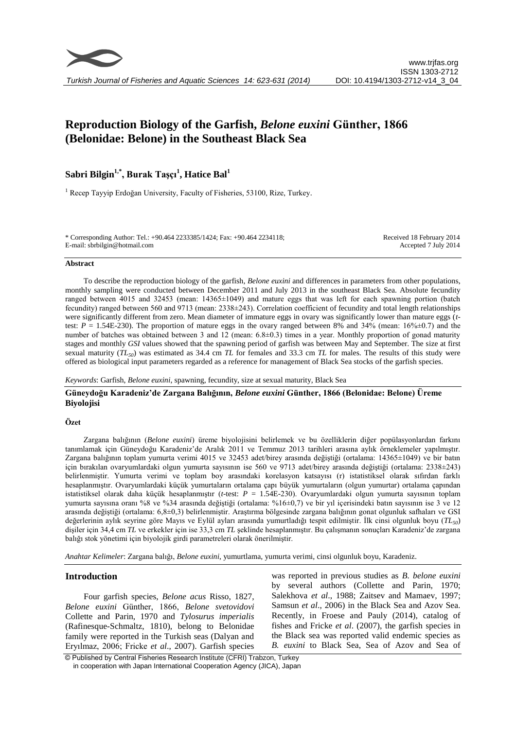# Reproduction Biology of the Garfish, *Belone euxini* Günther, 1866 (Belonidae: Belone) in the Southeast Black Sea

**Sabri Bilgin[1,*], Burak Taşçı[1], Hatice Bal[1]**

[1] Recep Tayyip Erdoğan University, Faculty of Fisheries, 53100, Rize, Turkey.

\* Corresponding Author: Tel.: +90.464 2233385/1424; Fax: +90.464 2234118;
E-mail: sbrbilgin@hotmail.com

Received 18 February 2014
Accepted 7 July 2014

## Abstract

To describe the reproduction biology of the garfish, *Belone euxini* and differences in parameters from other populations, monthly sampling were conducted between December 2011 and July 2013 in the southeast Black Sea. Absolute fecundity ranged between 4015 and 32453 (mean: 14365±1049) and mature eggs that was left for each spawning portion (batch fecundity) ranged between 560 and 9713 (mean: 2338±243). Correlation coefficient of fecundity and total length relationships were significantly different from zero. Mean diameter of immature eggs in ovary was significantly lower than mature eggs (*t*-test: $P$ = 1.54E-230). The proportion of mature eggs in the ovary ranged between 8% and 34% (mean: 16%±0.7) and the number of batches was obtained between 3 and 12 (mean: 6.8±0.3) times in a year. Monthly proportion of gonad maturity stages and monthly *GSI* values showed that the spawning period of garfish was between May and September. The size at first sexual maturity ($TL_{50}$) was estimated as 34.4 cm *TL* for females and 33.3 cm *TL* for males. The results of this study were offered as biological input parameters regarded as a reference for management of Black Sea stocks of the garfish species.

*Keywords*: Garfish, *Belone euxini*, spawning, fecundity, size at sexual maturity, Black Sea

## Güneydoğu Karadeniz'de Zargana Balığının, *Belone euxini* Günther, 1866 (Belonidae: Belone) Üreme Biyolojisi

### Özet

Zargana balığının (*Belone euxini*) üreme biyolojisini belirlemek ve bu özelliklerin diğer popülasyonlardan farkını tanımlamak için Güneydoğu Karadeniz'de Aralık 2011 ve Temmuz 2013 tarihleri arasına aylık örneklemeler yapılmıştır. Zargana balığının toplam yumurta verimi 4015 ve 32453 adet/birey arasında değiştiği (ortalama: 14365±1049) ve bir batın için bırakılan ovaryumlardaki olgun yumurta sayısının ise 560 ve 9713 adet/birey arasında değiştiği (ortalama: 2338±243) belirlenmiştir. Yumurta verimi ve toplam boy arasındaki korelasyon katsayısı (r) istatistiksel olarak sıfırdan farklı hesaplanmıştır. Ovaryumlardaki küçük yumurtaların ortalama çapı büyük yumurtaların (olgun yumurtar) ortalama çapından istatistiksel olarak daha küçük hesaplanmıştır (*t*-test: $P$ = 1.54E-230). Ovaryumlardaki olgun yumurta sayısının toplam yumurta sayısına oranı %8 ve %34 arasında değiştiği (ortalama: %16±0,7) ve bir yıl içerisindeki batın sayısının ise 3 ve 12 arasında değiştiği (ortalama: 6,8±0,3) belirlenmiştir. Araştırma bölgesinde zargana balığının gonat olgunluk safhaları ve GSI değerlerinin aylık seyrine göre Mayıs ve Eylül ayları arasında yumurtladığı tespit edilmiştir. İlk cinsi olgunluk boyu ($TL_{50}$) dişiler için 34,4 cm *TL* ve erkekler için ise 33,3 cm *TL* şeklinde hesaplanmıştır. Bu çalışmanın sonuçları Karadeniz'de zargana balığı stok yönetimi için biyolojik girdi parametreleri olarak önerilmiştir.

*Anahtar Kelimeler*: Zargana balığı, *Belone euxini*, yumurtlama, yumurta verimi, cinsi olgunluk boyu, Karadeniz.

## Introduction

Four garfish species, *Belone acus* Risso, 1827, *Belone euxini* Günther, 1866, *Belone svetovidovi* Collette and Parin, 1970 and *Tylosurus imperialis* (Rafinesque-Schmaltz, 1810), belong to Belonidae family were reported in the Turkish seas (Dalyan and Eryılmaz, 2006; Fricke *et al*., 2007). Garfish species was reported in previous studies as *B. belone euxini* by several authors (Collette and Parin, 1970; Salekhova *et al*., 1988; Zaitsev and Mamaev, 1997; Samsun *et al*., 2006) in the Black Sea and Azov Sea. Recently, in Froese and Pauly (2014), catalog of fishes and Fricke *et al*. (2007), the garfish species in the Black sea was reported valid endemic species as *B. euxini* to Black Sea, Sea of Azov and Sea of

© Published by Central Fisheries Research Institute (CFRI) Trabzon, Turkey in cooperation with Japan International Cooperation Agency (JICA), Japan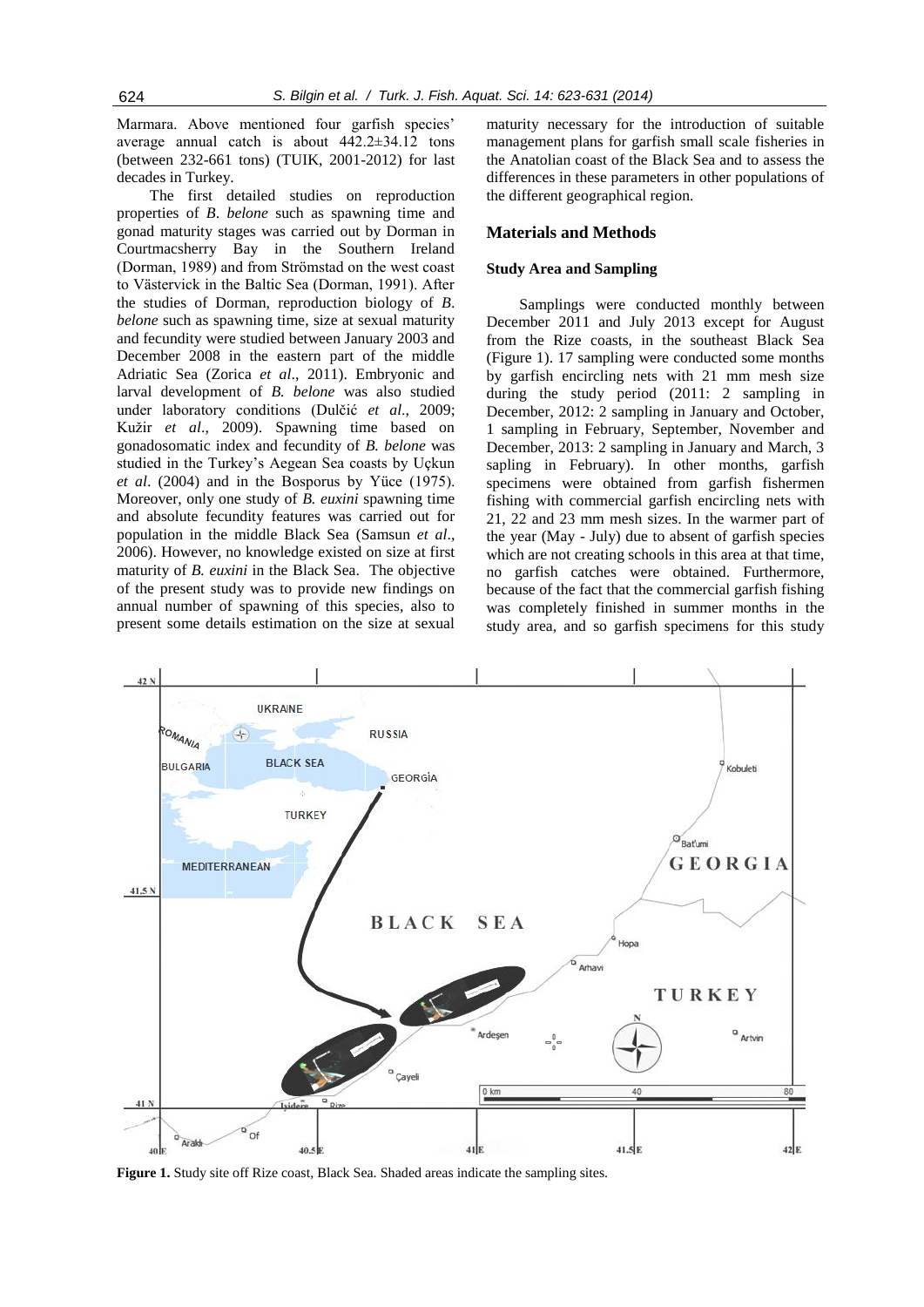Marmara. Above mentioned four garfish species' average annual catch is about 442.2±34.12 tons (between 232-661 tons) (TUIK, 2001-2012) for last decades in Turkey.

The first detailed studies on reproduction properties of *B. belone* such as spawning time and gonad maturity stages was carried out by Dorman in Courtmacsherry Bay in the Southern Ireland (Dorman, 1989) and from Strömstad on the west coast to Västervick in the Baltic Sea (Dorman, 1991). After the studies of Dorman, reproduction biology of *B. belone* such as spawning time, size at sexual maturity and fecundity were studied between January 2003 and December 2008 in the eastern part of the middle Adriatic Sea (Zorica *et al*., 2011). Embryonic and larval development of *B. belone* was also studied under laboratory conditions (Dulčić *et al*., 2009; Kužir *et al*., 2009). Spawning time based on gonadosomatic index and fecundity of *B. belone* was studied in the Turkey's Aegean Sea coasts by Uçkun *et al*. (2004) and in the Bosporus by Yüce (1975). Moreover, only one study of *B. euxini* spawning time and absolute fecundity features was carried out for population in the middle Black Sea (Samsun *et al*., 2006). However, no knowledge existed on size at first maturity of *B. euxini* in the Black Sea. The objective of the present study was to provide new findings on annual number of spawning of this species, also to present some details estimation on the size at sexual maturity necessary for the introduction of suitable management plans for garfish small scale fisheries in the Anatolian coast of the Black Sea and to assess the differences in these parameters in other populations of the different geographical region.

## Materials and Methods

### Study Area and Sampling

Samplings were conducted monthly between December 2011 and July 2013 except for August from the Rize coasts, in the southeast Black Sea (Figure 1). 17 sampling were conducted some months by garfish encircling nets with 21 mm mesh size during the study period (2011: 2 sampling in December, 2012: 2 sampling in January and October, 1 sampling in February, September, November and December, 2013: 2 sampling in January and March, 3 sapling in February). In other months, garfish specimens were obtained from garfish fishermen fishing with commercial garfish encircling nets with 21, 22 and 23 mm mesh sizes. In the warmer part of the year (May - July) due to absent of garfish species which are not creating schools in this area at that time, no garfish catches were obtained. Furthermore, because of the fact that the commercial garfish fishing was completely finished in summer months in the study area, and so garfish specimens for this study

**Figure 1.** Study site off Rize coast, Black Sea. Shaded areas indicate the sampling sites.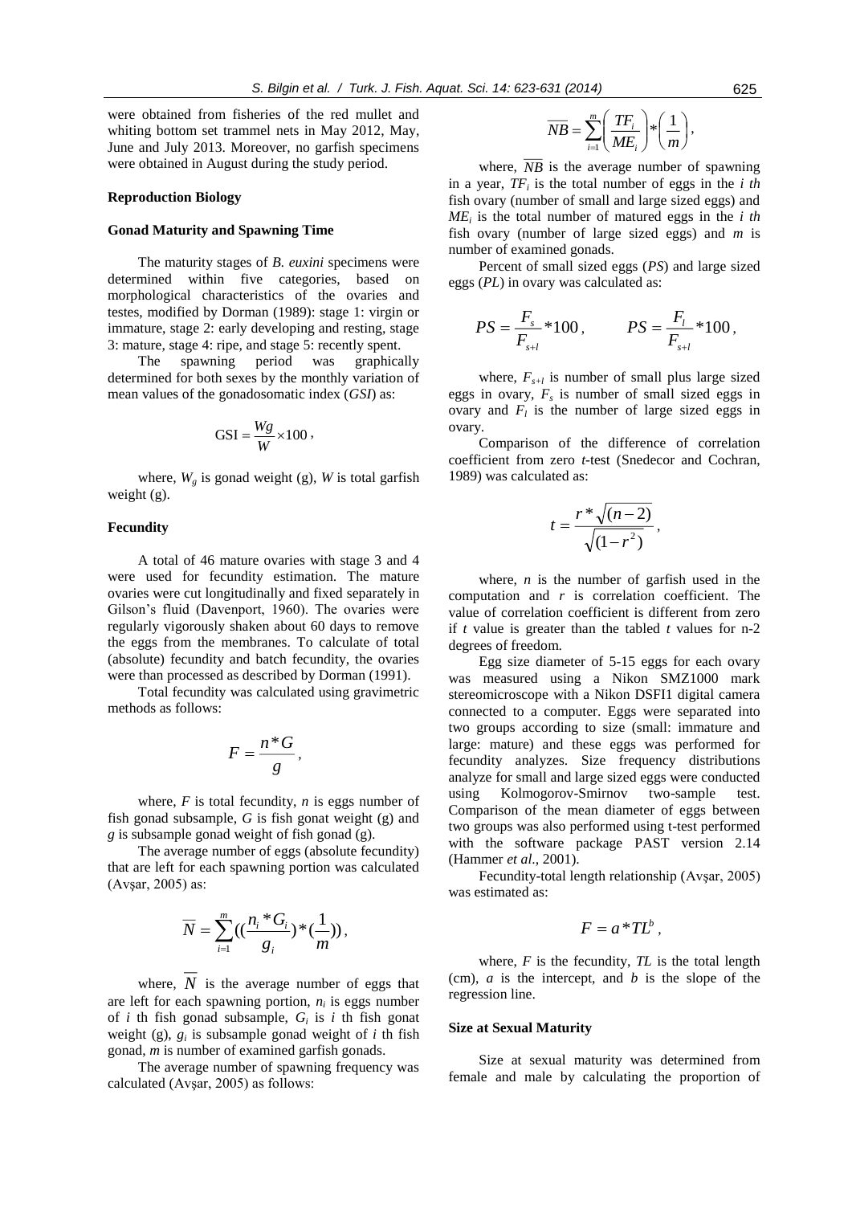were obtained from fisheries of the red mullet and whiting bottom set trammel nets in May 2012, May, June and July 2013. Moreover, no garfish specimens were obtained in August during the study period.

### Reproduction Biology

#### Gonad Maturity and Spawning Time

The maturity stages of *B. euxini* specimens were determined within five categories, based on morphological characteristics of the ovaries and testes, modified by Dorman (1989): stage 1: virgin or immature, stage 2: early developing and resting, stage 3: mature, stage 4: ripe, and stage 5: recently spent.

The spawning period was graphically determined for both sexes by the monthly variation of mean values of the gonadosomatic index (*GSI*) as:

$$\text{GSI} = \frac{Wg}{W} \times 100,$$

where, $W_g$ is gonad weight (g), $W$ is total garfish weight (g).

#### Fecundity

A total of 46 mature ovaries with stage 3 and 4 were used for fecundity estimation. The mature ovaries were cut longitudinally and fixed separately in Gilson's fluid (Davenport, 1960). The ovaries were regularly vigorously shaken about 60 days to remove the eggs from the membranes. To calculate of total (absolute) fecundity and batch fecundity, the ovaries were than processed as described by Dorman (1991).

Total fecundity was calculated using gravimetric methods as follows:

$$F = \frac{n * G}{g},$$

where, $F$ is total fecundity, $n$ is eggs number of fish gonad subsample, $G$ is fish gonat weight (g) and $g$ is subsample gonad weight of fish gonad (g).

The average number of eggs (absolute fecundity) that are left for each spawning portion was calculated (Avşar, 2005) as:

$$\overline{N} = \sum_{i=1}^{m}\left(\left(\frac{n_i * G_i}{g_i}\right) * \left(\frac{1}{m}\right)\right),$$

where, $\overline{N}$ is the average number of eggs that are left for each spawning portion, $n_i$ is eggs number of $i$ th fish gonad subsample, $G_i$ is $i$ th fish gonat weight (g), $g_i$ is subsample gonad weight of $i$ th fish gonad, $m$ is number of examined garfish gonads.

The average number of spawning frequency was calculated (Avşar, 2005) as follows:

$$\overline{NB} = \sum_{i=1}^{m}\left(\frac{TF_i}{ME_i}\right) * \left(\frac{1}{m}\right),$$

where, $\overline{NB}$ is the average number of spawning in a year, $TF_i$ is the total number of eggs in the $i$ *th* fish ovary (number of small and large sized eggs) and $ME_i$ is the total number of matured eggs in the $i$ *th* fish ovary (number of large sized eggs) and $m$ is number of examined gonads.

Percent of small sized eggs (*PS*) and large sized eggs (*PL*) in ovary was calculated as:

$$PS = \frac{F_s}{F_{s+l}} * 100, \qquad PS = \frac{F_l}{F_{s+l}} * 100,$$

where, $F_{s+l}$ is number of small plus large sized eggs in ovary, $F_s$ is number of small sized eggs in ovary and $F_l$ is the number of large sized eggs in ovary.

Comparison of the difference of correlation coefficient from zero *t*-test (Snedecor and Cochran, 1989) was calculated as:

$$t = \frac{r * \sqrt{(n-2)}}{\sqrt{(1-r^2)}},$$

where, $n$ is the number of garfish used in the computation and $r$ is correlation coefficient. The value of correlation coefficient is different from zero if $t$ value is greater than the tabled $t$ values for n-2 degrees of freedom.

Egg size diameter of 5-15 eggs for each ovary was measured using a Nikon SMZ1000 mark stereomicroscope with a Nikon DSFI1 digital camera connected to a computer. Eggs were separated into two groups according to size (small: immature and large: mature) and these eggs was performed for fecundity analyzes. Size frequency distributions analyze for small and large sized eggs were conducted using Kolmogorov-Smirnov two-sample test. Comparison of the mean diameter of eggs between two groups was also performed using t-test performed with the software package PAST version 2.14 (Hammer *et al*., 2001).

Fecundity-total length relationship (Avşar, 2005) was estimated as:

$$F = a * TL^b,$$

where, $F$ is the fecundity, $TL$ is the total length (cm), $a$ is the intercept, and $b$ is the slope of the regression line.

### Size at Sexual Maturity

Size at sexual maturity was determined from female and male by calculating the proportion of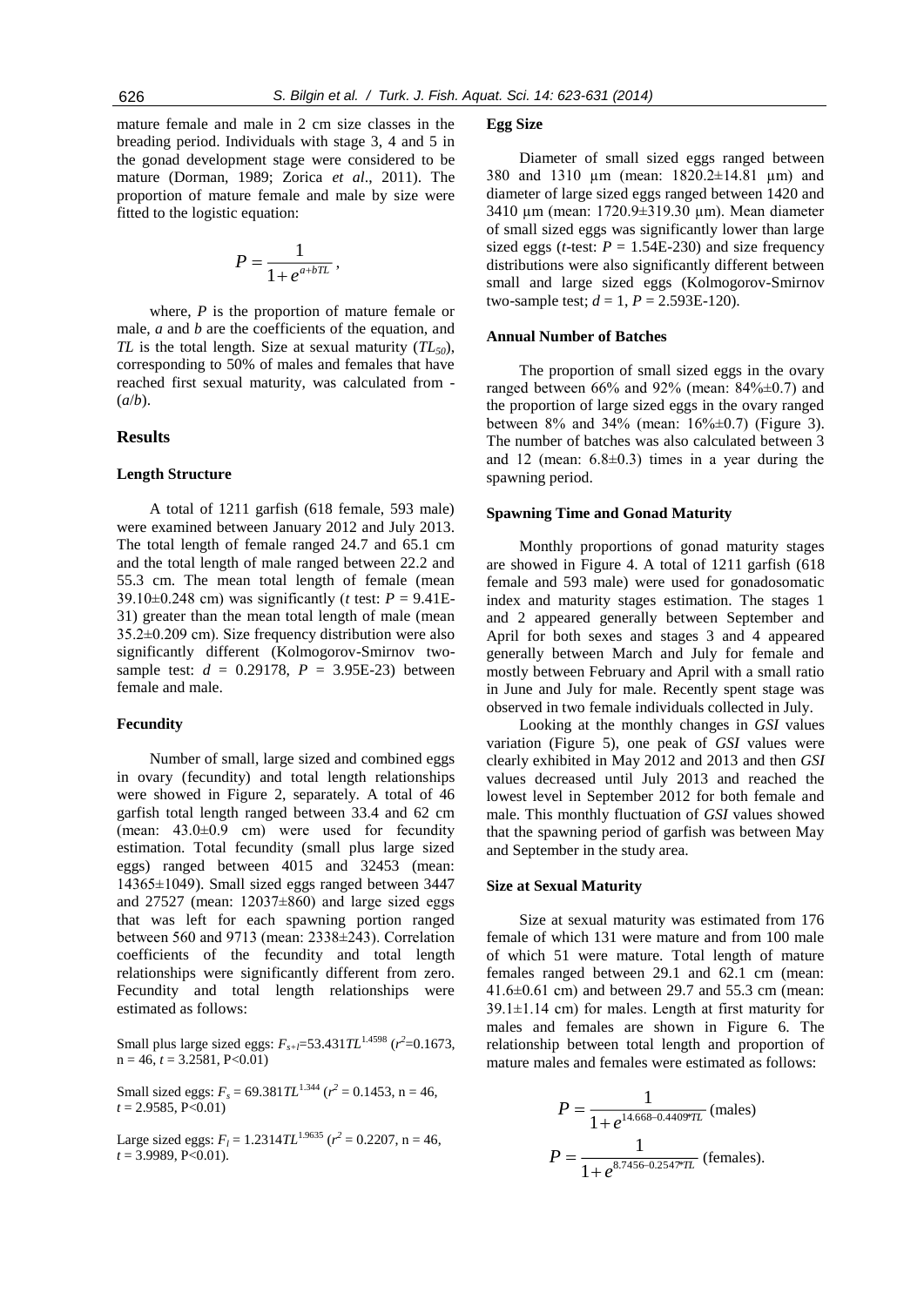mature female and male in 2 cm size classes in the breading period. Individuals with stage 3, 4 and 5 in the gonad development stage were considered to be mature (Dorman, 1989; Zorica *et al*., 2011). The proportion of mature female and male by size were fitted to the logistic equation:

$$P = \frac{1}{1 + e^{a+bTL}},$$

where, $P$ is the proportion of mature female or male, $a$ and $b$ are the coefficients of the equation, and $TL$ is the total length. Size at sexual maturity ($TL_{50}$), corresponding to 50% of males and females that have reached first sexual maturity, was calculated from -($a$/$b$).

## Results

### Length Structure

A total of 1211 garfish (618 female, 593 male) were examined between January 2012 and July 2013. The total length of female ranged 24.7 and 65.1 cm and the total length of male ranged between 22.2 and 55.3 cm. The mean total length of female (mean 39.10±0.248 cm) was significantly ($t$ test: $P$ = 9.41E-31) greater than the mean total length of male (mean 35.2±0.209 cm). Size frequency distribution were also significantly different (Kolmogorov-Smirnov two-sample test: $d$ = 0.29178, $P$ = 3.95E-23) between female and male.

### Fecundity

Number of small, large sized and combined eggs in ovary (fecundity) and total length relationships were showed in Figure 2, separately. A total of 46 garfish total length ranged between 33.4 and 62 cm (mean: 43.0±0.9 cm) were used for fecundity estimation. Total fecundity (small plus large sized eggs) ranged between 4015 and 32453 (mean: 14365±1049). Small sized eggs ranged between 3447 and 27527 (mean: 12037±860) and large sized eggs that was left for each spawning portion ranged between 560 and 9713 (mean: 2338±243). Correlation coefficients of the fecundity and total length relationships were significantly different from zero. Fecundity and total length relationships were estimated as follows:

Small plus large sized eggs: $F_{s+l}$=53.431$TL^{1.4598}$ ($r^2$=0.1673, n = 46, $t$ = 3.2581, P<0.01)

Small sized eggs: $F_s$ = 69.381$TL^{1.344}$ ($r^2$ = 0.1453, n = 46, $t$ = 2.9585, P<0.01)

Large sized eggs: $F_l$ = 1.2314$TL^{1.9635}$ ($r^2$ = 0.2207, n = 46, $t$ = 3.9989, P<0.01).

### Egg Size

Diameter of small sized eggs ranged between 380 and 1310 µm (mean: 1820.2±14.81 µm) and diameter of large sized eggs ranged between 1420 and 3410 µm (mean: 1720.9±319.30 µm). Mean diameter of small sized eggs was significantly lower than large sized eggs ($t$-test: $P$ = 1.54E-230) and size frequency distributions were also significantly different between small and large sized eggs (Kolmogorov-Smirnov two-sample test; $d$ = 1, $P$ = 2.593E-120).

### Annual Number of Batches

The proportion of small sized eggs in the ovary ranged between 66% and 92% (mean: 84%±0.7) and the proportion of large sized eggs in the ovary ranged between 8% and 34% (mean: 16%±0.7) (Figure 3). The number of batches was also calculated between 3 and 12 (mean: 6.8±0.3) times in a year during the spawning period.

### Spawning Time and Gonad Maturity

Monthly proportions of gonad maturity stages are showed in Figure 4. A total of 1211 garfish (618 female and 593 male) were used for gonadosomatic index and maturity stages estimation. The stages 1 and 2 appeared generally between September and April for both sexes and stages 3 and 4 appeared generally between March and July for female and mostly between February and April with a small ratio in June and July for male. Recently spent stage was observed in two female individuals collected in July.

Looking at the monthly changes in *GSI* values variation (Figure 5), one peak of *GSI* values were clearly exhibited in May 2012 and 2013 and then *GSI* values decreased until July 2013 and reached the lowest level in September 2012 for both female and male. This monthly fluctuation of *GSI* values showed that the spawning period of garfish was between May and September in the study area.

### Size at Sexual Maturity

Size at sexual maturity was estimated from 176 female of which 131 were mature and from 100 male of which 51 were mature. Total length of mature females ranged between 29.1 and 62.1 cm (mean: 41.6±0.61 cm) and between 29.7 and 55.3 cm (mean: 39.1±1.14 cm) for males. Length at first maturity for males and females are shown in Figure 6. The relationship between total length and proportion of mature males and females were estimated as follows:

$$P = \frac{1}{1 + e^{14.668 - 0.4409 * TL}} \text{ (males)}$$

$$P = \frac{1}{1 + e^{8.7456 - 0.2547 * TL}} \text{ (females)}.$$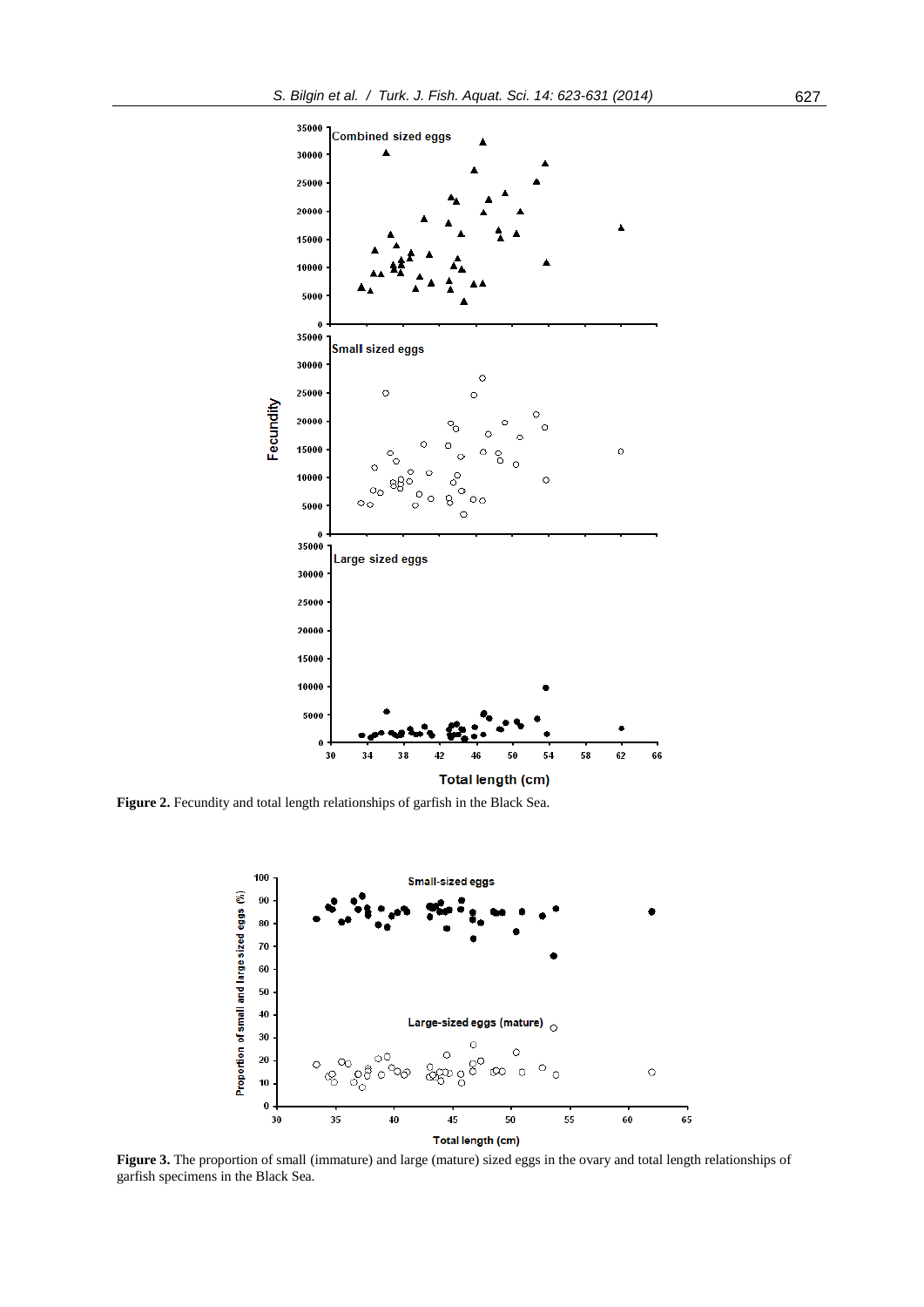**Figure 2.** Fecundity and total length relationships of garfish in the Black Sea.

**Figure 3.** The proportion of small (immature) and large (mature) sized eggs in the ovary and total length relationships of garfish specimens in the Black Sea.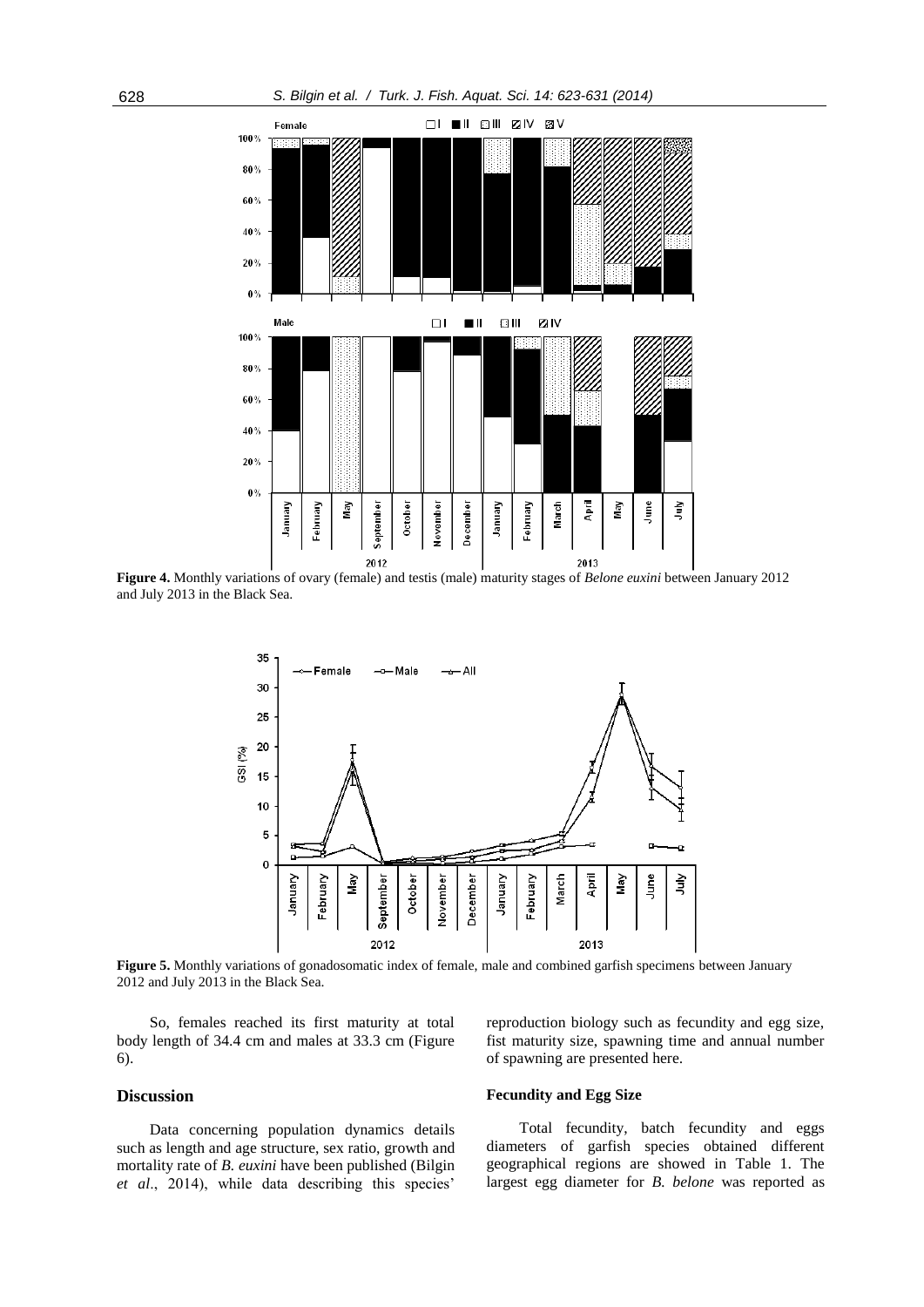**Figure 4.** Monthly variations of ovary (female) and testis (male) maturity stages of *Belone euxini* between January 2012 and July 2013 in the Black Sea.

**Figure 5.** Monthly variations of gonadosomatic index of female, male and combined garfish specimens between January 2012 and July 2013 in the Black Sea.

So, females reached its first maturity at total body length of 34.4 cm and males at 33.3 cm (Figure 6).

## Discussion

Data concerning population dynamics details such as length and age structure, sex ratio, growth and mortality rate of *B. euxini* have been published (Bilgin *et al*., 2014), while data describing this species' reproduction biology such as fecundity and egg size, fist maturity size, spawning time and annual number of spawning are presented here.

### Fecundity and Egg Size

Total fecundity, batch fecundity and eggs diameters of garfish species obtained different geographical regions are showed in Table 1. The largest egg diameter for *B. belone* was reported as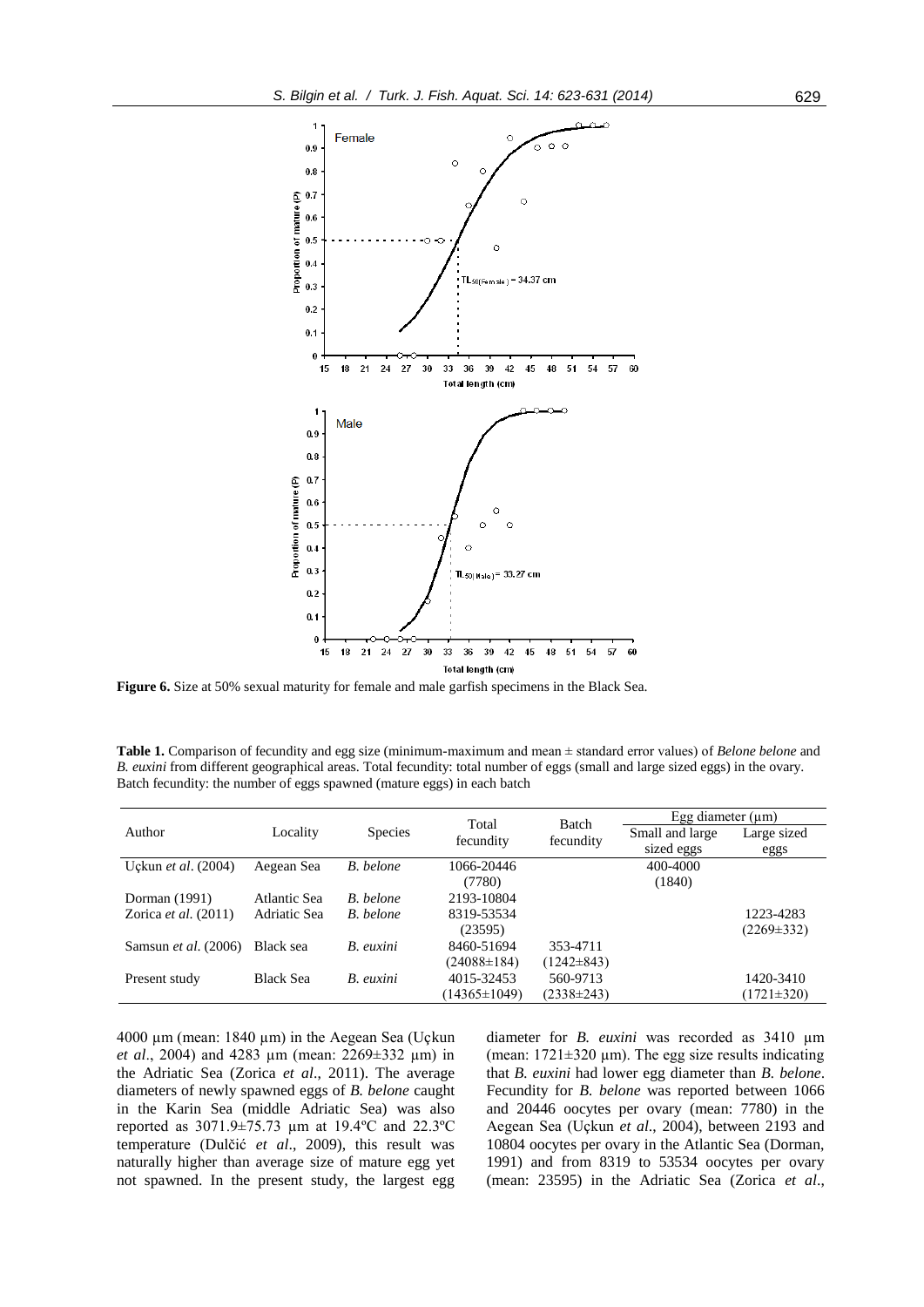Figure 6. Size at 50% sexual maturity for female and male garfish specimens in the Black Sea.

**Table 1.** Comparison of fecundity and egg size (minimum-maximum and mean ± standard error values) of *Belone belone* and *B. euxini* from different geographical areas. Total fecundity: total number of eggs (small and large sized eggs) in the ovary. Batch fecundity: the number of eggs spawned (mature eggs) in each batch

| Author | Locality | Species | Total fecundity | Batch fecundity | Egg diameter (µm) | |
|---|---|---|---|---|---|---|
| | | | | | Small and large sized eggs | Large sized eggs |
| Uçkun *et al*. (2004) | Aegean Sea | *B. belone* | 1066-20446 (7780) | | 400-4000 (1840) | |
| Dorman (1991) | Atlantic Sea | *B. belone* | 2193-10804 | | | |
| Zorica *et al*. (2011) | Adriatic Sea | *B. belone* | 8319-53534 (23595) | | | 1223-4283 (2269±332) |
| Samsun *et al*. (2006) | Black sea | *B. euxini* | 8460-51694 (24088±184) | 353-4711 (1242±843) | | |
| Present study | Black Sea | *B. euxini* | 4015-32453 (14365±1049) | 560-9713 (2338±243) | | 1420-3410 (1721±320) |

4000 µm (mean: 1840 µm) in the Aegean Sea (Uçkun *et al*., 2004) and 4283 µm (mean: 2269±332 µm) in the Adriatic Sea (Zorica *et al*., 2011). The average diameters of newly spawned eggs of *B. belone* caught in the Karin Sea (middle Adriatic Sea) was also reported as 3071.9±75.73 µm at 19.4ºC and 22.3ºC temperature (Dulčić *et al*., 2009), this result was naturally higher than average size of mature egg yet not spawned. In the present study, the largest egg diameter for *B. euxini* was recorded as 3410 µm (mean: 1721±320 µm). The egg size results indicating that *B. euxini* had lower egg diameter than *B. belone*. Fecundity for *B. belone* was reported between 1066 and 20446 oocytes per ovary (mean: 7780) in the Aegean Sea (Uçkun *et al*., 2004), between 2193 and 10804 oocytes per ovary in the Atlantic Sea (Dorman, 1991) and from 8319 to 53534 oocytes per ovary (mean: 23595) in the Adriatic Sea (Zorica *et al*.,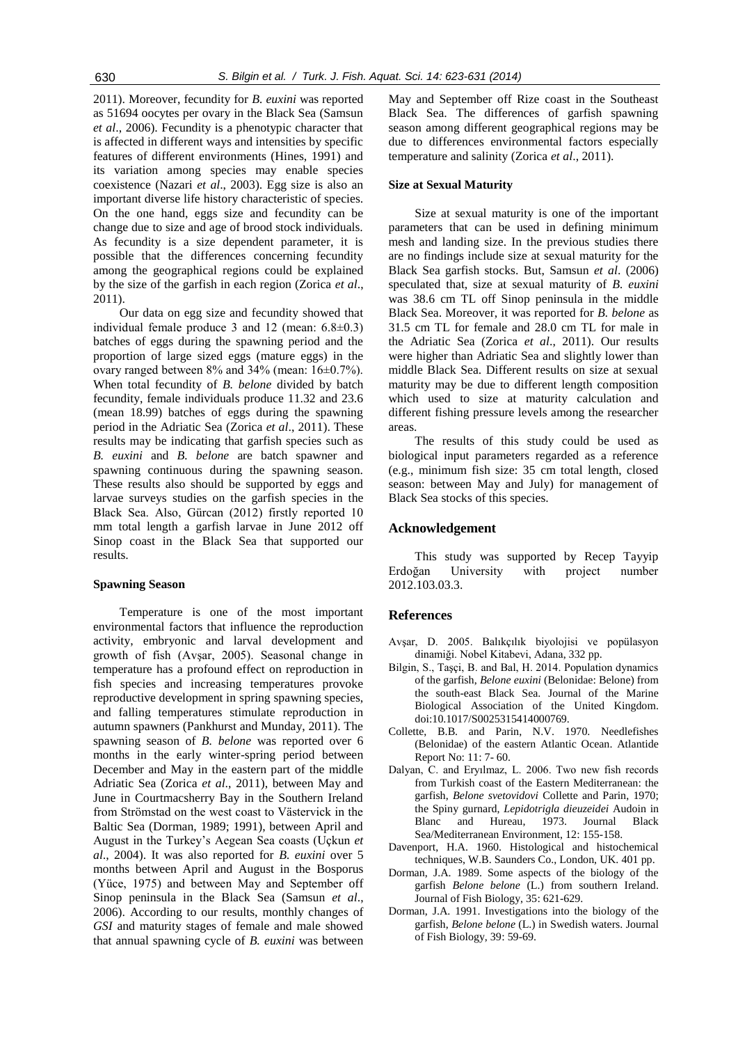2011). Moreover, fecundity for *B. euxini* was reported as 51694 oocytes per ovary in the Black Sea (Samsun *et al*., 2006). Fecundity is a phenotypic character that is affected in different ways and intensities by specific features of different environments (Hines, 1991) and its variation among species may enable species coexistence (Nazari *et al*., 2003). Egg size is also an important diverse life history characteristic of species. On the one hand, eggs size and fecundity can be change due to size and age of brood stock individuals. As fecundity is a size dependent parameter, it is possible that the differences concerning fecundity among the geographical regions could be explained by the size of the garfish in each region (Zorica *et al*., 2011).

Our data on egg size and fecundity showed that individual female produce 3 and 12 (mean: 6.8±0.3) batches of eggs during the spawning period and the proportion of large sized eggs (mature eggs) in the ovary ranged between 8% and 34% (mean: 16±0.7%). When total fecundity of *B. belone* divided by batch fecundity, female individuals produce 11.32 and 23.6 (mean 18.99) batches of eggs during the spawning period in the Adriatic Sea (Zorica *et al*., 2011). These results may be indicating that garfish species such as *B. euxini* and *B. belone* are batch spawner and spawning continuous during the spawning season. These results also should be supported by eggs and larvae surveys studies on the garfish species in the Black Sea. Also, Gürcan (2012) firstly reported 10 mm total length a garfish larvae in June 2012 off Sinop coast in the Black Sea that supported our results.

#### Spawning Season

Temperature is one of the most important environmental factors that influence the reproduction activity, embryonic and larval development and growth of fish (Avşar, 2005). Seasonal change in temperature has a profound effect on reproduction in fish species and increasing temperatures provoke reproductive development in spring spawning species, and falling temperatures stimulate reproduction in autumn spawners (Pankhurst and Munday, 2011). The spawning season of *B. belone* was reported over 6 months in the early winter-spring period between December and May in the eastern part of the middle Adriatic Sea (Zorica *et al*., 2011), between May and June in Courtmacsherry Bay in the Southern Ireland from Strömstad on the west coast to Västervick in the Baltic Sea (Dorman, 1989; 1991), between April and August in the Turkey's Aegean Sea coasts (Uçkun *et al*., 2004). It was also reported for *B. euxini* over 5 months between April and August in the Bosporus (Yüce, 1975) and between May and September off Sinop peninsula in the Black Sea (Samsun *et al*., 2006). According to our results, monthly changes of *GSI* and maturity stages of female and male showed that annual spawning cycle of *B. euxini* was between May and September off Rize coast in the Southeast Black Sea. The differences of garfish spawning season among different geographical regions may be due to differences environmental factors especially temperature and salinity (Zorica *et al*., 2011).

#### Size at Sexual Maturity

Size at sexual maturity is one of the important parameters that can be used in defining minimum mesh and landing size. In the previous studies there are no findings include size at sexual maturity for the Black Sea garfish stocks. But, Samsun *et al*. (2006) speculated that, size at sexual maturity of *B. euxini* was 38.6 cm TL off Sinop peninsula in the middle Black Sea. Moreover, it was reported for *B. belone* as 31.5 cm TL for female and 28.0 cm TL for male in the Adriatic Sea (Zorica *et al*., 2011). Our results were higher than Adriatic Sea and slightly lower than middle Black Sea. Different results on size at sexual maturity may be due to different length composition which used to size at maturity calculation and different fishing pressure levels among the researcher areas.

The results of this study could be used as biological input parameters regarded as a reference (e.g., minimum fish size: 35 cm total length, closed season: between May and July) for management of Black Sea stocks of this species.

## Acknowledgement

This study was supported by Recep Tayyip Erdoğan University with project number 2012.103.03.3.

## References

Avşar, D. 2005. Balıkçılık biyolojisi ve popülasyon dinamiği. Nobel Kitabevi, Adana, 332 pp.

Bilgin, S., Taşçi, B. and Bal, H. 2014. Population dynamics of the garfish, *Belone euxini* (Belonidae: Belone) from the south-east Black Sea. Journal of the Marine Biological Association of the United Kingdom. doi:10.1017/S0025315414000769.

Collette, B.B. and Parin, N.V. 1970. Needlefishes (Belonidae) of the eastern Atlantic Ocean. Atlantide Report No: 11: 7- 60.

Dalyan, C. and Eryılmaz, L. 2006. Two new fish records from Turkish coast of the Eastern Mediterranean: the garfish, *Belone svetovidovi* Collette and Parin, 1970; the Spiny gurnard, *Lepidotrigla dieuzeidei* Audoin in Blanc and Hureau, 1973. Journal Black Sea/Mediterranean Environment, 12: 155-158.

Davenport, H.A. 1960. Histological and histochemical techniques, W.B. Saunders Co., London, UK. 401 pp.

Dorman, J.A. 1989. Some aspects of the biology of the garfish *Belone belone* (L.) from southern Ireland. Journal of Fish Biology, 35: 621-629.

Dorman, J.A. 1991. Investigations into the biology of the garfish, *Belone belone* (L.) in Swedish waters. Journal of Fish Biology, 39: 59-69.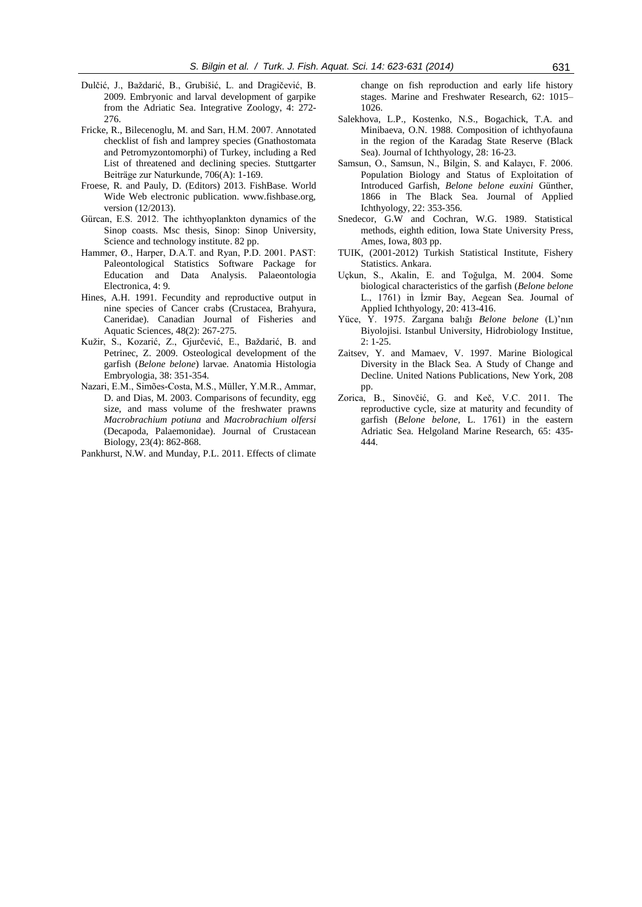Dulčić, J., Baždarić, B., Grubišić, L. and Dragičević, B. 2009. Embryonic and larval development of garpike from the Adriatic Sea. Integrative Zoology, 4: 272-276.

Fricke, R., Bilecenoglu, M. and Sarı, H.M. 2007. Annotated checklist of fish and lamprey species (Gnathostomata and Petromyzontomorphi) of Turkey, including a Red List of threatened and declining species. Stuttgarter Beiträge zur Naturkunde, 706(A): 1-169.

Froese, R. and Pauly, D. (Editors) 2013. FishBase. World Wide Web electronic publication. www.fishbase.org, version (12/2013).

Gürcan, E.S. 2012. The ichthyoplankton dynamics of the Sinop coasts. Msc thesis, Sinop: Sinop University, Science and technology institute. 82 pp.

Hammer, Ø., Harper, D.A.T. and Ryan, P.D. 2001. PAST: Paleontological Statistics Software Package for Education and Data Analysis. Palaeontologia Electronica, 4: 9.

Hines, A.H. 1991. Fecundity and reproductive output in nine species of Cancer crabs (Crustacea, Brahyura, Caneridae). Canadian Journal of Fisheries and Aquatic Sciences, 48(2): 267-275.

Kužir, S., Kozarić, Z., Gjurčević, E., Baždarić, B. and Petrinec, Z. 2009. Osteological development of the garfish (*Belone belone*) larvae. Anatomia Histologia Embryologia, 38: 351-354.

Nazari, E.M., Simões-Costa, M.S., Müller, Y.M.R., Ammar, D. and Dias, M. 2003. Comparisons of fecundity, egg size, and mass volume of the freshwater prawns *Macrobrachium potiuna* and *Macrobrachium olfersi* (Decapoda, Palaemonidae). Journal of Crustacean Biology, 23(4): 862-868.

Pankhurst, N.W. and Munday, P.L. 2011. Effects of climate change on fish reproduction and early life history stages. Marine and Freshwater Research, 62: 1015–1026.

Salekhova, L.P., Kostenko, N.S., Bogachick, T.A. and Minibaeva, O.N. 1988. Composition of ichthyofauna in the region of the Karadag State Reserve (Black Sea). Journal of Ichthyology, 28: 16-23.

Samsun, O., Samsun, N., Bilgin, S. and Kalaycı, F. 2006. Population Biology and Status of Exploitation of Introduced Garfish, *Belone belone euxini* Günther, 1866 in The Black Sea. Journal of Applied Ichthyology, 22: 353-356.

Snedecor, G.W and Cochran, W.G. 1989. Statistical methods, eighth edition, Iowa State University Press, Ames, Iowa, 803 pp.

TUIK, (2001-2012) Turkish Statistical Institute, Fishery Statistics. Ankara.

Uçkun, S., Akalin, E. and Toğulga, M. 2004. Some biological characteristics of the garfish (*Belone belone* L., 1761) in İzmir Bay, Aegean Sea. Journal of Applied Ichthyology, 20: 413-416.

Yüce, Y. 1975. Zargana balığı *Belone belone* (L)'nın Biyolojisi. Istanbul University, Hidrobiology Institue, 2: 1-25.

Zaitsev, Y. and Mamaev, V. 1997. Marine Biological Diversity in the Black Sea. A Study of Change and Decline. United Nations Publications, New York, 208 pp.

Zorica, B., Sinovčić, G. and Keč, V.C. 2011. The reproductive cycle, size at maturity and fecundity of garfish (*Belone belone*, L. 1761) in the eastern Adriatic Sea. Helgoland Marine Research, 65: 435-444.